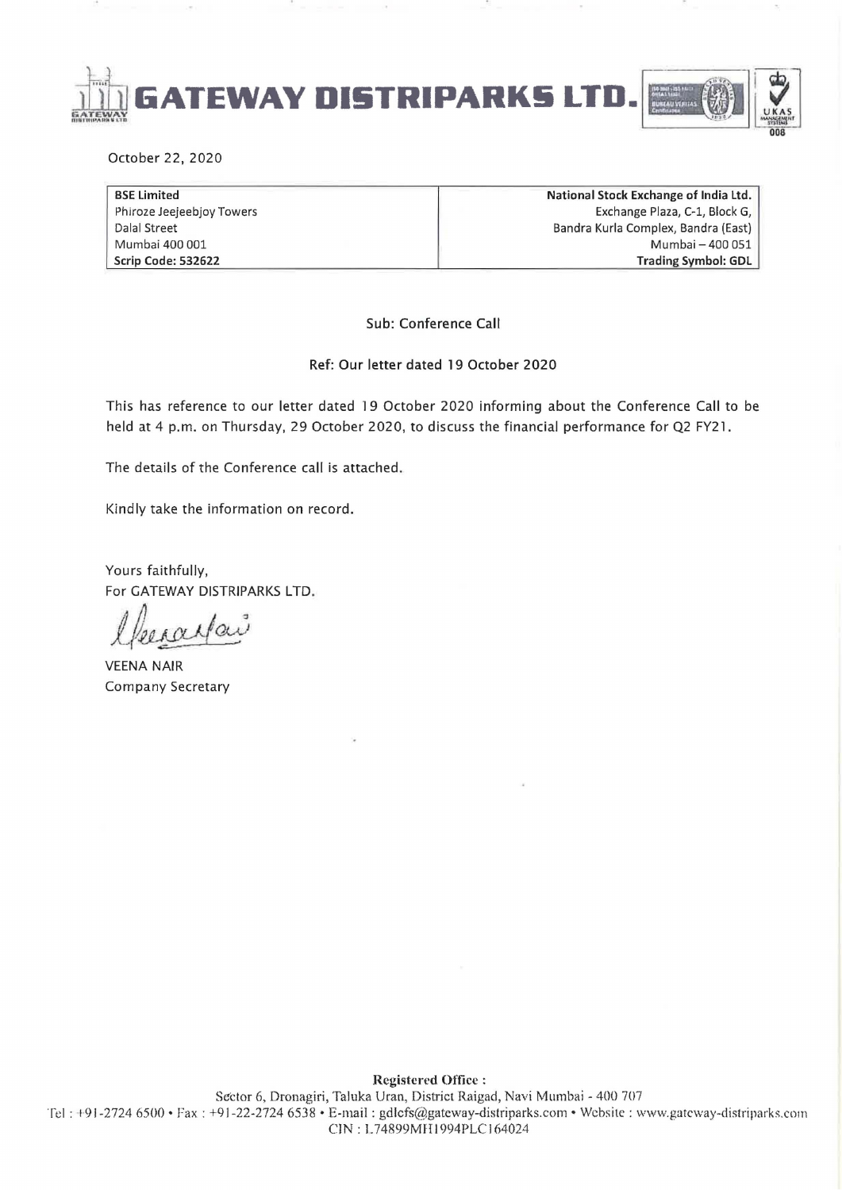# GATEWAY DISTRIPARKS LTD.

October 22, 2020

| **BSE Limited** | **National Stock Exchange of India Ltd.** |
| --- | --- |
| Phiroze Jeejeebjoy Towers | Exchange Plaza, C-1, Block G, |
| Dalal Street | Bandra Kurla Complex, Bandra (East) |
| Mumbai 400 001 | Mumbai – 400 051 |
| **Scrip Code: 532622** | **Trading Symbol: GDL** |

Sub: Conference Call

Ref: Our letter dated 19 October 2020

This has reference to our letter dated 19 October 2020 informing about the Conference Call to be held at 4 p.m. on Thursday, 29 October 2020, to discuss the financial performance for Q2 FY21.

The details of the Conference call is attached.

Kindly take the information on record.

Yours faithfully,
For GATEWAY DISTRIPARKS LTD.

VEENA NAIR
Company Secretary

**Registered Office :**
Sector 6, Dronagiri, Taluka Uran, District Raigad, Navi Mumbai - 400 707
Tel : +91-2724 6500 • Fax : +91-22-2724 6538 • E-mail : gdlcfs@gateway-distriparks.com • Website : www.gateway-distriparks.com
CIN : L74899MH1994PLC164024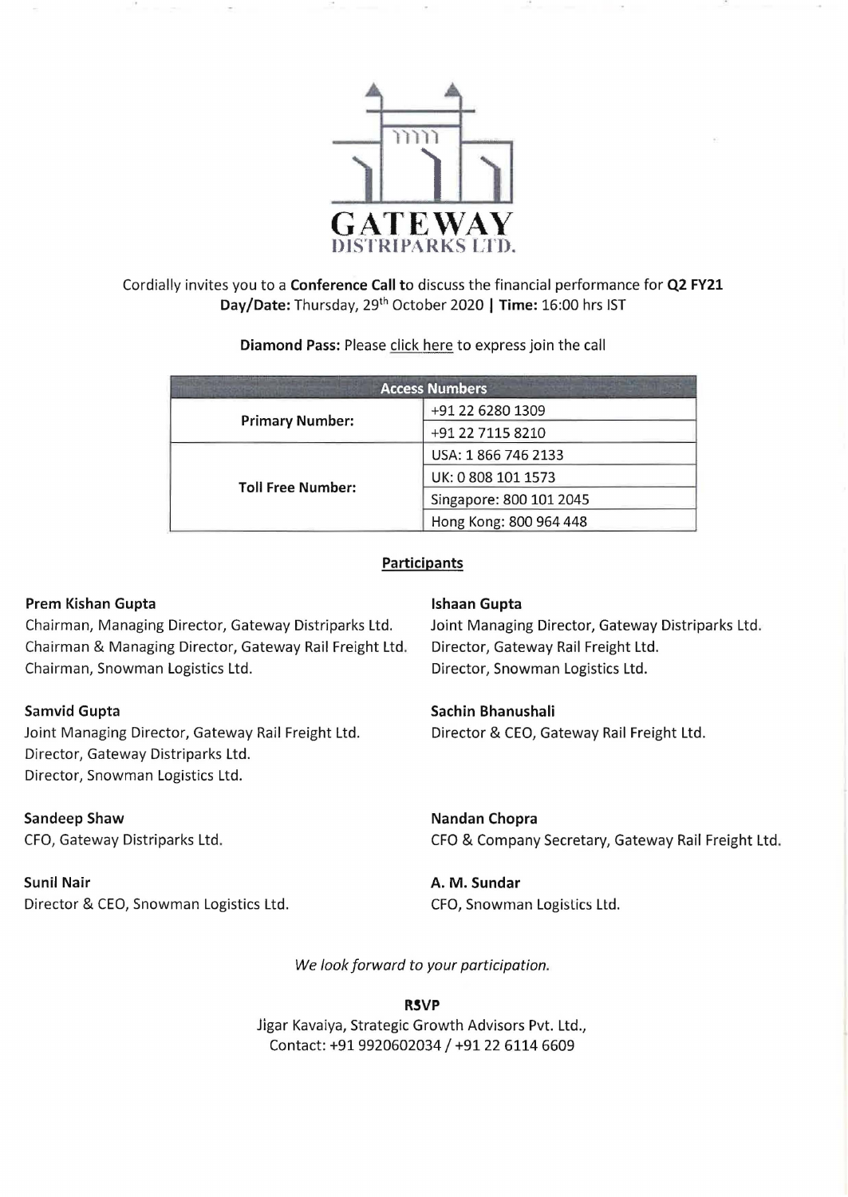# GATEWAY DISTRIPARKS LTD.

Cordially invites you to a **Conference Call** to discuss the financial performance for **Q2 FY21**
**Day/Date:** Thursday, 29th October 2020 **|** **Time:** 16:00 hrs IST

**Diamond Pass:** Please click here to express join the call

| Access Numbers | |
|---|---|
| **Primary Number:** | +91 22 6280 1309 |
| | +91 22 7115 8210 |
| **Toll Free Number:** | USA: 1 866 746 2133 |
| | UK: 0 808 101 1573 |
| | Singapore: 800 101 2045 |
| | Hong Kong: 800 964 448 |

## Participants

**Prem Kishan Gupta**
Chairman, Managing Director, Gateway Distriparks Ltd.
Chairman & Managing Director, Gateway Rail Freight Ltd.
Chairman, Snowman Logistics Ltd.

**Ishaan Gupta**
Joint Managing Director, Gateway Distriparks Ltd.
Director, Gateway Rail Freight Ltd.
Director, Snowman Logistics Ltd.

**Samvid Gupta**
Joint Managing Director, Gateway Rail Freight Ltd.
Director, Gateway Distriparks Ltd.
Director, Snowman Logistics Ltd.

**Sachin Bhanushali**
Director & CEO, Gateway Rail Freight Ltd.

**Sandeep Shaw**
CFO, Gateway Distriparks Ltd.

**Nandan Chopra**
CFO & Company Secretary, Gateway Rail Freight Ltd.

**Sunil Nair**
Director & CEO, Snowman Logistics Ltd.

**A. M. Sundar**
CFO, Snowman Logistics Ltd.

*We look forward to your participation.*

**RSVP**
Jigar Kavaiya, Strategic Growth Advisors Pvt. Ltd.,
Contact: +91 9920602034 / +91 22 6114 6609